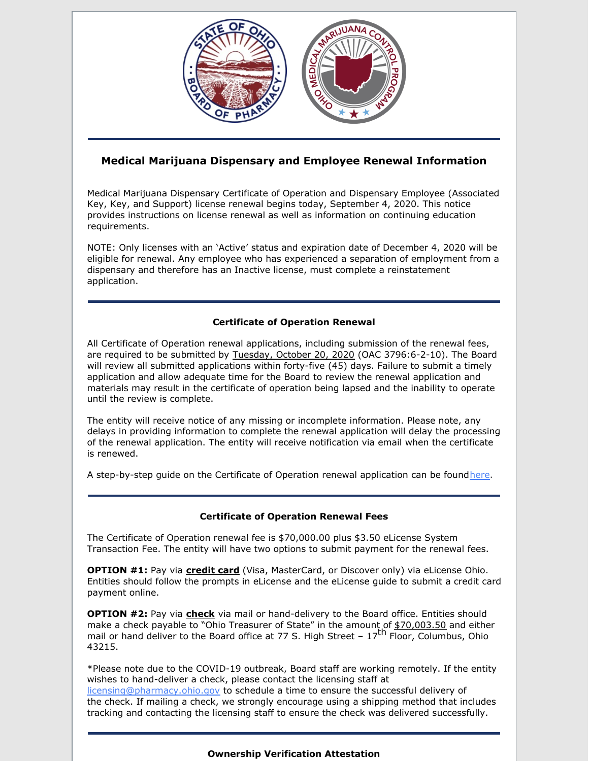## Medical Marijuana Dispensary and Employee Renewal Information

Medical Marijuana Dispensary Certificate of Operation and Dispensary Employee (Associated Key, Key, and Support) license renewal begins today, September 4, 2020. This notice provides instructions on license renewal as well as information on continuing education requirements.

NOTE: Only licenses with an 'Active' status and expiration date of December 4, 2020 will be eligible for renewal. Any employee who has experienced a separation of employment from a dispensary and therefore has an Inactive license, must complete a reinstatement application.

### Certificate of Operation Renewal

All Certificate of Operation renewal applications, including submission of the renewal fees, are required to be submitted by Tuesday, October 20, 2020 (OAC 3796:6-2-10). The Board will review all submitted applications within forty-five (45) days. Failure to submit a timely application and allow adequate time for the Board to review the renewal application and materials may result in the certificate of operation being lapsed and the inability to operate until the review is complete.

The entity will receive notice of any missing or incomplete information. Please note, any delays in providing information to complete the renewal application will delay the processing of the renewal application. The entity will receive notification via email when the certificate is renewed.

A step-by-step guide on the Certificate of Operation renewal application can be found here.

### Certificate of Operation Renewal Fees

The Certificate of Operation renewal fee is $70,000.00 plus $3.50 eLicense System Transaction Fee. The entity will have two options to submit payment for the renewal fees.

**OPTION #1:** Pay via **credit card** (Visa, MasterCard, or Discover only) via eLicense Ohio. Entities should follow the prompts in eLicense and the eLicense guide to submit a credit card payment online.

**OPTION #2:** Pay via **check** via mail or hand-delivery to the Board office. Entities should make a check payable to "Ohio Treasurer of State" in the amount of $70,003.50 and either mail or hand deliver to the Board office at 77 S. High Street – 17th Floor, Columbus, Ohio 43215.

*Please note due to the COVID-19 outbreak, Board staff are working remotely. If the entity wishes to hand-deliver a check, please contact the licensing staff at licensing@pharmacy.ohio.gov to schedule a time to ensure the successful delivery of the check. If mailing a check, we strongly encourage using a shipping method that includes tracking and contacting the licensing staff to ensure the check was delivered successfully.

### Ownership Verification Attestation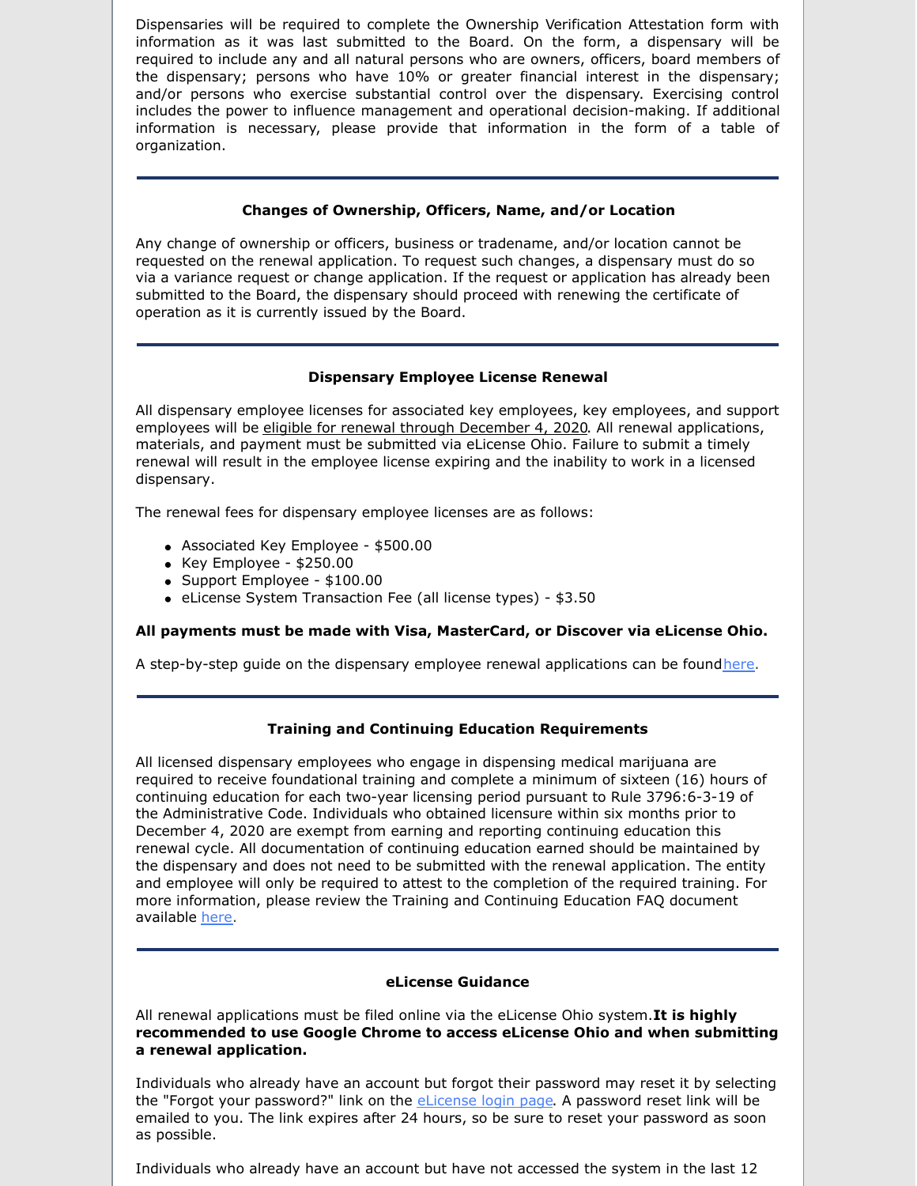Dispensaries will be required to complete the Ownership Verification Attestation form with information as it was last submitted to the Board. On the form, a dispensary will be required to include any and all natural persons who are owners, officers, board members of the dispensary; persons who have 10% or greater financial interest in the dispensary; and/or persons who exercise substantial control over the dispensary. Exercising control includes the power to influence management and operational decision-making. If additional information is necessary, please provide that information in the form of a table of organization.

---

### Changes of Ownership, Officers, Name, and/or Location

Any change of ownership or officers, business or tradename, and/or location cannot be requested on the renewal application. To request such changes, a dispensary must do so via a variance request or change application. If the request or application has already been submitted to the Board, the dispensary should proceed with renewing the certificate of operation as it is currently issued by the Board.

---

### Dispensary Employee License Renewal

All dispensary employee licenses for associated key employees, key employees, and support employees will be eligible for renewal through December 4, 2020. All renewal applications, materials, and payment must be submitted via eLicense Ohio. Failure to submit a timely renewal will result in the employee license expiring and the inability to work in a licensed dispensary.

The renewal fees for dispensary employee licenses are as follows:

- Associated Key Employee - $500.00
- Key Employee - $250.00
- Support Employee - $100.00
- eLicense System Transaction Fee (all license types) - $3.50

**All payments must be made with Visa, MasterCard, or Discover via eLicense Ohio.**

A step-by-step guide on the dispensary employee renewal applications can be found here.

---

### Training and Continuing Education Requirements

All licensed dispensary employees who engage in dispensing medical marijuana are required to receive foundational training and complete a minimum of sixteen (16) hours of continuing education for each two-year licensing period pursuant to Rule 3796:6-3-19 of the Administrative Code. Individuals who obtained licensure within six months prior to December 4, 2020 are exempt from earning and reporting continuing education this renewal cycle. All documentation of continuing education earned should be maintained by the dispensary and does not need to be submitted with the renewal application. The entity and employee will only be required to attest to the completion of the required training. For more information, please review the Training and Continuing Education FAQ document available here.

---

### eLicense Guidance

All renewal applications must be filed online via the eLicense Ohio system. **It is highly recommended to use Google Chrome to access eLicense Ohio and when submitting a renewal application.**

Individuals who already have an account but forgot their password may reset it by selecting the "Forgot your password?" link on the eLicense login page. A password reset link will be emailed to you. The link expires after 24 hours, so be sure to reset your password as soon as possible.

Individuals who already have an account but have not accessed the system in the last 12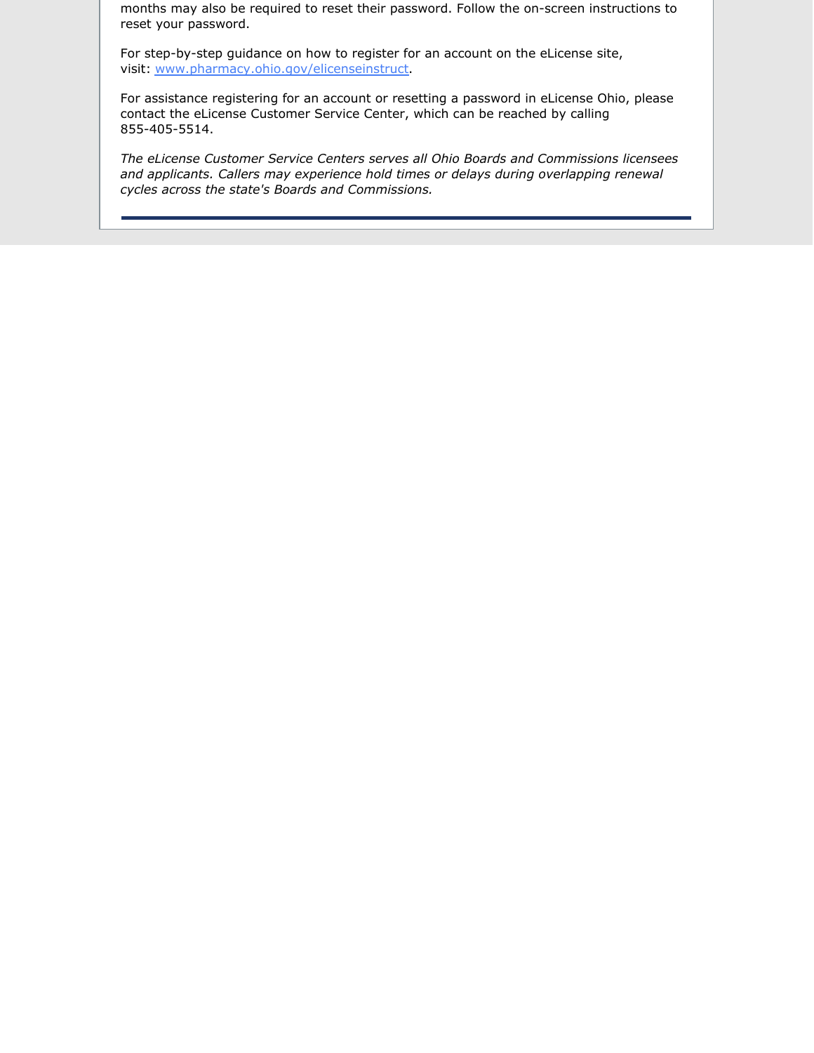months may also be required to reset their password. Follow the on-screen instructions to reset your password.

For step-by-step guidance on how to register for an account on the eLicense site, visit: [www.pharmacy.ohio.gov/elicenseinstruct](www.pharmacy.ohio.gov/elicenseinstruct).

For assistance registering for an account or resetting a password in eLicense Ohio, please contact the eLicense Customer Service Center, which can be reached by calling 855-405-5514.

*The eLicense Customer Service Centers serves all Ohio Boards and Commissions licensees and applicants. Callers may experience hold times or delays during overlapping renewal cycles across the state's Boards and Commissions.*